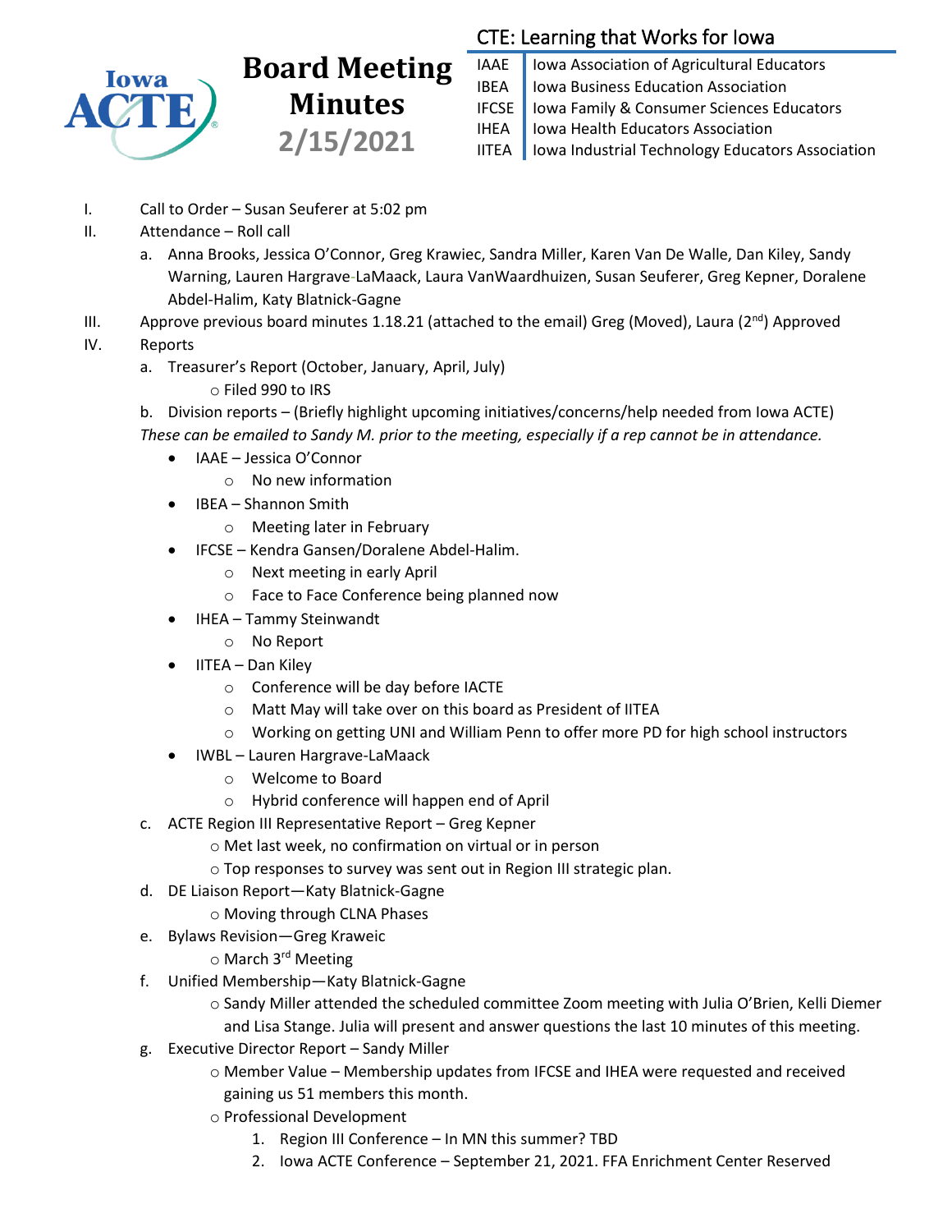# Board Meeting Minutes 2/15/2021

## CTE: Learning that Works for Iowa

| | |
|---|---|
| IAAE | Iowa Association of Agricultural Educators |
| IBEA | Iowa Business Education Association |
| IFCSE | Iowa Family & Consumer Sciences Educators |
| IHEA | Iowa Health Educators Association |
| IITEA | Iowa Industrial Technology Educators Association |

I. Call to Order – Susan Seuferer at 5:02 pm

II. Attendance – Roll call

   a. Anna Brooks, Jessica O'Connor, Greg Krawiec, Sandra Miller, Karen Van De Walle, Dan Kiley, Sandy Warning, Lauren Hargrave-LaMaack, Laura VanWaardhuizen, Susan Seuferer, Greg Kepner, Doralene Abdel-Halim, Katy Blatnick-Gagne

III. Approve previous board minutes 1.18.21 (attached to the email) Greg (Moved), Laura (2nd) Approved

IV. Reports

   a. Treasurer's Report (October, January, April, July)
      - Filed 990 to IRS

   b. Division reports – (Briefly highlight upcoming initiatives/concerns/help needed from Iowa ACTE)
   *These can be emailed to Sandy M. prior to the meeting, especially if a rep cannot be in attendance.*
      - IAAE – Jessica O'Connor
         - No new information
      - IBEA – Shannon Smith
         - Meeting later in February
      - IFCSE – Kendra Gansen/Doralene Abdel-Halim.
         - Next meeting in early April
         - Face to Face Conference being planned now
      - IHEA – Tammy Steinwandt
         - No Report
      - IITEA – Dan Kiley
         - Conference will be day before IACTE
         - Matt May will take over on this board as President of IITEA
         - Working on getting UNI and William Penn to offer more PD for high school instructors
      - IWBL – Lauren Hargrave-LaMaack
         - Welcome to Board
         - Hybrid conference will happen end of April

   c. ACTE Region III Representative Report – Greg Kepner
      - Met last week, no confirmation on virtual or in person
      - Top responses to survey was sent out in Region III strategic plan.

   d. DE Liaison Report—Katy Blatnick-Gagne
      - Moving through CLNA Phases

   e. Bylaws Revision—Greg Kraweic
      - March 3rd Meeting

   f. Unified Membership—Katy Blatnick-Gagne
      - Sandy Miller attended the scheduled committee Zoom meeting with Julia O'Brien, Kelli Diemer and Lisa Stange. Julia will present and answer questions the last 10 minutes of this meeting.

   g. Executive Director Report – Sandy Miller
      - Member Value – Membership updates from IFCSE and IHEA were requested and received gaining us 51 members this month.
      - Professional Development
         1. Region III Conference – In MN this summer? TBD
         2. Iowa ACTE Conference – September 21, 2021. FFA Enrichment Center Reserved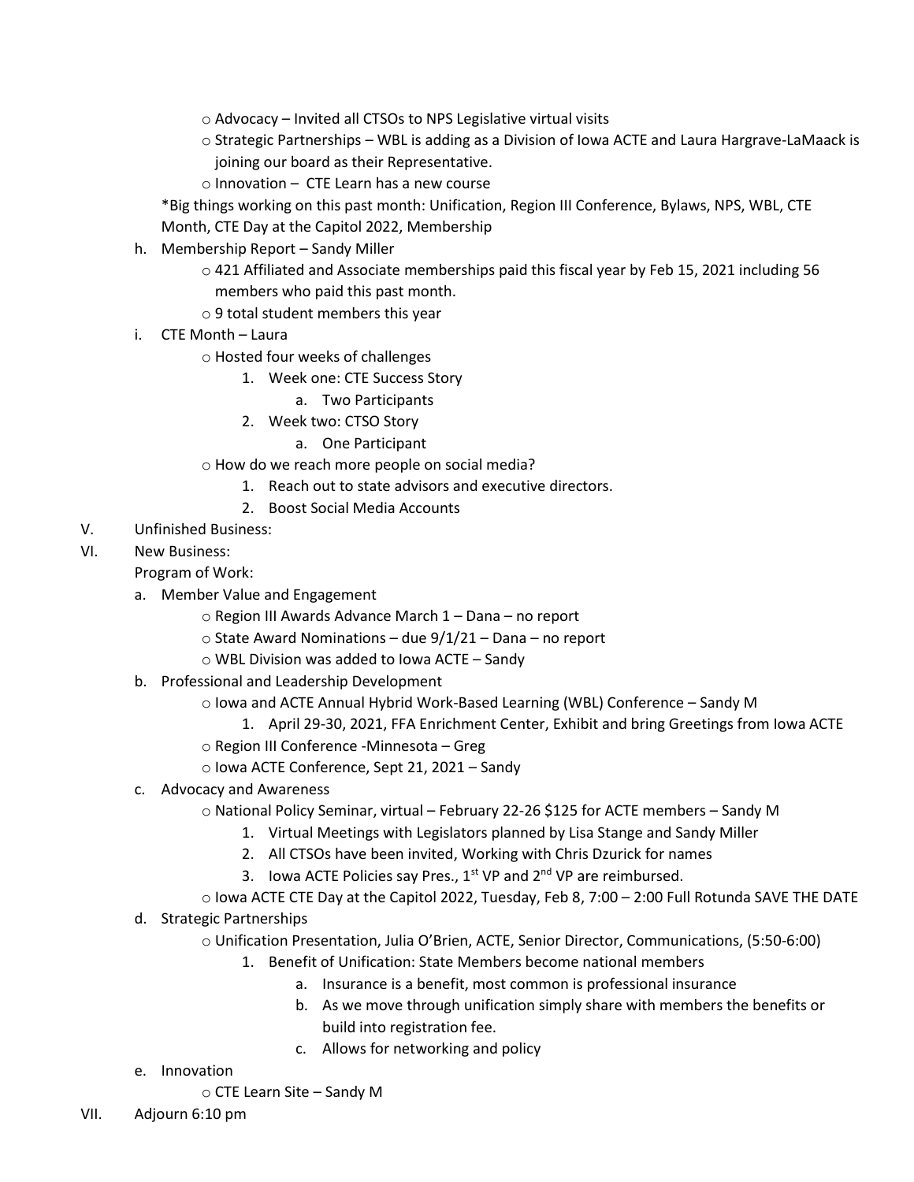- o Advocacy – Invited all CTSOs to NPS Legislative virtual visits
- o Strategic Partnerships – WBL is adding as a Division of Iowa ACTE and Laura Hargrave-LaMaack is joining our board as their Representative.
- o Innovation – CTE Learn has a new course

*Big things working on this past month: Unification, Region III Conference, Bylaws, NPS, WBL, CTE Month, CTE Day at the Capitol 2022, Membership

h. Membership Report – Sandy Miller
   - o 421 Affiliated and Associate memberships paid this fiscal year by Feb 15, 2021 including 56 members who paid this past month.
   - o 9 total student members this year

i. CTE Month – Laura
   - o Hosted four weeks of challenges
     1. Week one: CTE Success Story
        a. Two Participants
     2. Week two: CTSO Story
        a. One Participant
   - o How do we reach more people on social media?
     1. Reach out to state advisors and executive directors.
     2. Boost Social Media Accounts

V. Unfinished Business:

VI. New Business:

Program of Work:

a. Member Value and Engagement
   - o Region III Awards Advance March 1 – Dana – no report
   - o State Award Nominations – due 9/1/21 – Dana – no report
   - o WBL Division was added to Iowa ACTE – Sandy

b. Professional and Leadership Development
   - o Iowa and ACTE Annual Hybrid Work-Based Learning (WBL) Conference – Sandy M
     1. April 29-30, 2021, FFA Enrichment Center, Exhibit and bring Greetings from Iowa ACTE
   - o Region III Conference -Minnesota – Greg
   - o Iowa ACTE Conference, Sept 21, 2021 – Sandy

c. Advocacy and Awareness
   - o National Policy Seminar, virtual – February 22-26 $125 for ACTE members – Sandy M
     1. Virtual Meetings with Legislators planned by Lisa Stange and Sandy Miller
     2. All CTSOs have been invited, Working with Chris Dzurick for names
     3. Iowa ACTE Policies say Pres., 1st VP and 2nd VP are reimbursed.
   - o Iowa ACTE CTE Day at the Capitol 2022, Tuesday, Feb 8, 7:00 – 2:00 Full Rotunda SAVE THE DATE

d. Strategic Partnerships
   - o Unification Presentation, Julia O'Brien, ACTE, Senior Director, Communications, (5:50-6:00)
     1. Benefit of Unification: State Members become national members
        a. Insurance is a benefit, most common is professional insurance
        b. As we move through unification simply share with members the benefits or build into registration fee.
        c. Allows for networking and policy

e. Innovation
   - o CTE Learn Site – Sandy M

VII. Adjourn 6:10 pm